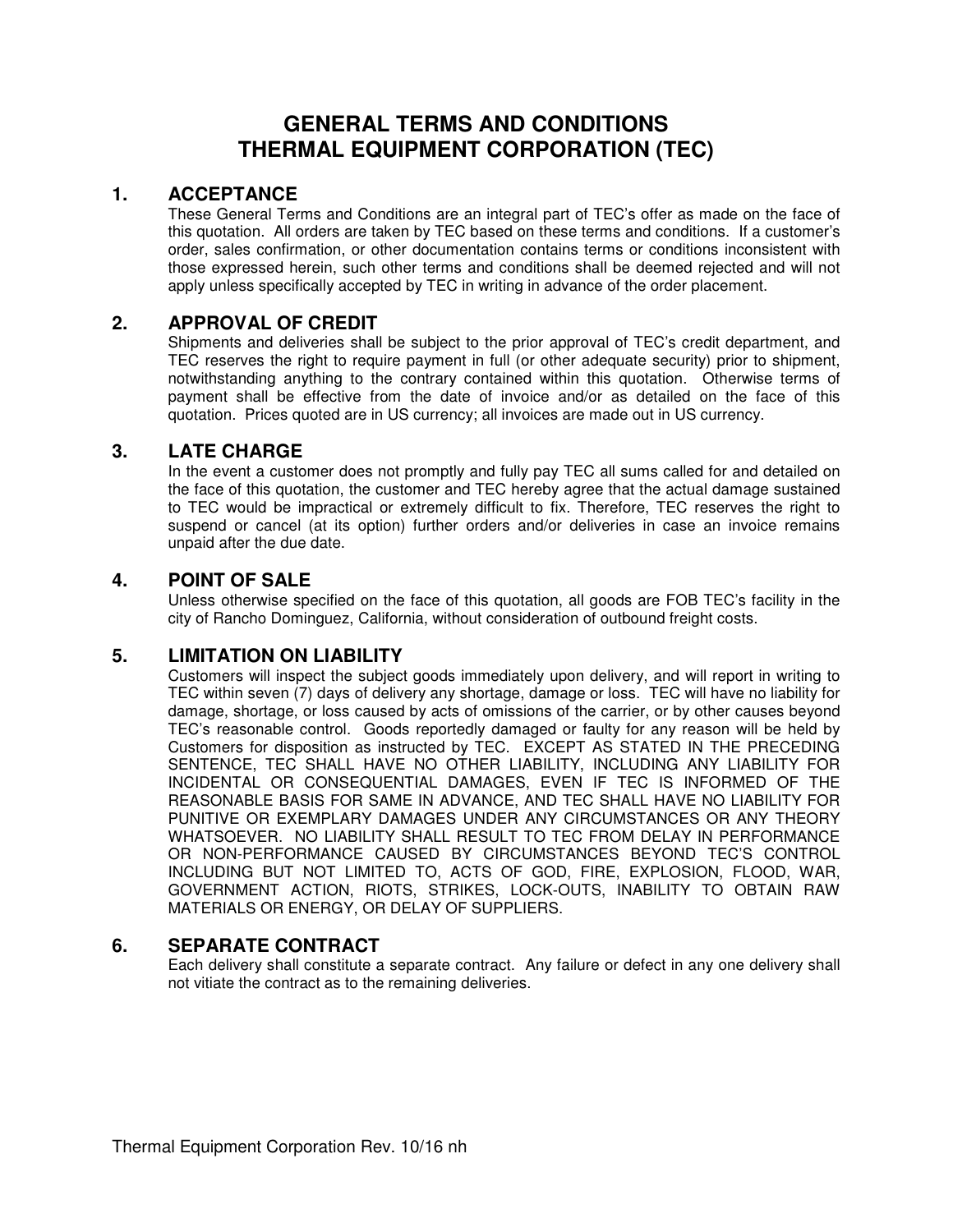# GENERAL TERMS AND CONDITIONS
# THERMAL EQUIPMENT CORPORATION (TEC)

## 1. ACCEPTANCE

These General Terms and Conditions are an integral part of TEC's offer as made on the face of this quotation. All orders are taken by TEC based on these terms and conditions. If a customer's order, sales confirmation, or other documentation contains terms or conditions inconsistent with those expressed herein, such other terms and conditions shall be deemed rejected and will not apply unless specifically accepted by TEC in writing in advance of the order placement.

## 2. APPROVAL OF CREDIT

Shipments and deliveries shall be subject to the prior approval of TEC's credit department, and TEC reserves the right to require payment in full (or other adequate security) prior to shipment, notwithstanding anything to the contrary contained within this quotation. Otherwise terms of payment shall be effective from the date of invoice and/or as detailed on the face of this quotation. Prices quoted are in US currency; all invoices are made out in US currency.

## 3. LATE CHARGE

In the event a customer does not promptly and fully pay TEC all sums called for and detailed on the face of this quotation, the customer and TEC hereby agree that the actual damage sustained to TEC would be impractical or extremely difficult to fix. Therefore, TEC reserves the right to suspend or cancel (at its option) further orders and/or deliveries in case an invoice remains unpaid after the due date.

## 4. POINT OF SALE

Unless otherwise specified on the face of this quotation, all goods are FOB TEC's facility in the city of Rancho Dominguez, California, without consideration of outbound freight costs.

## 5. LIMITATION ON LIABILITY

Customers will inspect the subject goods immediately upon delivery, and will report in writing to TEC within seven (7) days of delivery any shortage, damage or loss. TEC will have no liability for damage, shortage, or loss caused by acts of omissions of the carrier, or by other causes beyond TEC's reasonable control. Goods reportedly damaged or faulty for any reason will be held by Customers for disposition as instructed by TEC. EXCEPT AS STATED IN THE PRECEDING SENTENCE, TEC SHALL HAVE NO OTHER LIABILITY, INCLUDING ANY LIABILITY FOR INCIDENTAL OR CONSEQUENTIAL DAMAGES, EVEN IF TEC IS INFORMED OF THE REASONABLE BASIS FOR SAME IN ADVANCE, AND TEC SHALL HAVE NO LIABILITY FOR PUNITIVE OR EXEMPLARY DAMAGES UNDER ANY CIRCUMSTANCES OR ANY THEORY WHATSOEVER. NO LIABILITY SHALL RESULT TO TEC FROM DELAY IN PERFORMANCE OR NON-PERFORMANCE CAUSED BY CIRCUMSTANCES BEYOND TEC'S CONTROL INCLUDING BUT NOT LIMITED TO, ACTS OF GOD, FIRE, EXPLOSION, FLOOD, WAR, GOVERNMENT ACTION, RIOTS, STRIKES, LOCK-OUTS, INABILITY TO OBTAIN RAW MATERIALS OR ENERGY, OR DELAY OF SUPPLIERS.

## 6. SEPARATE CONTRACT

Each delivery shall constitute a separate contract. Any failure or defect in any one delivery shall not vitiate the contract as to the remaining deliveries.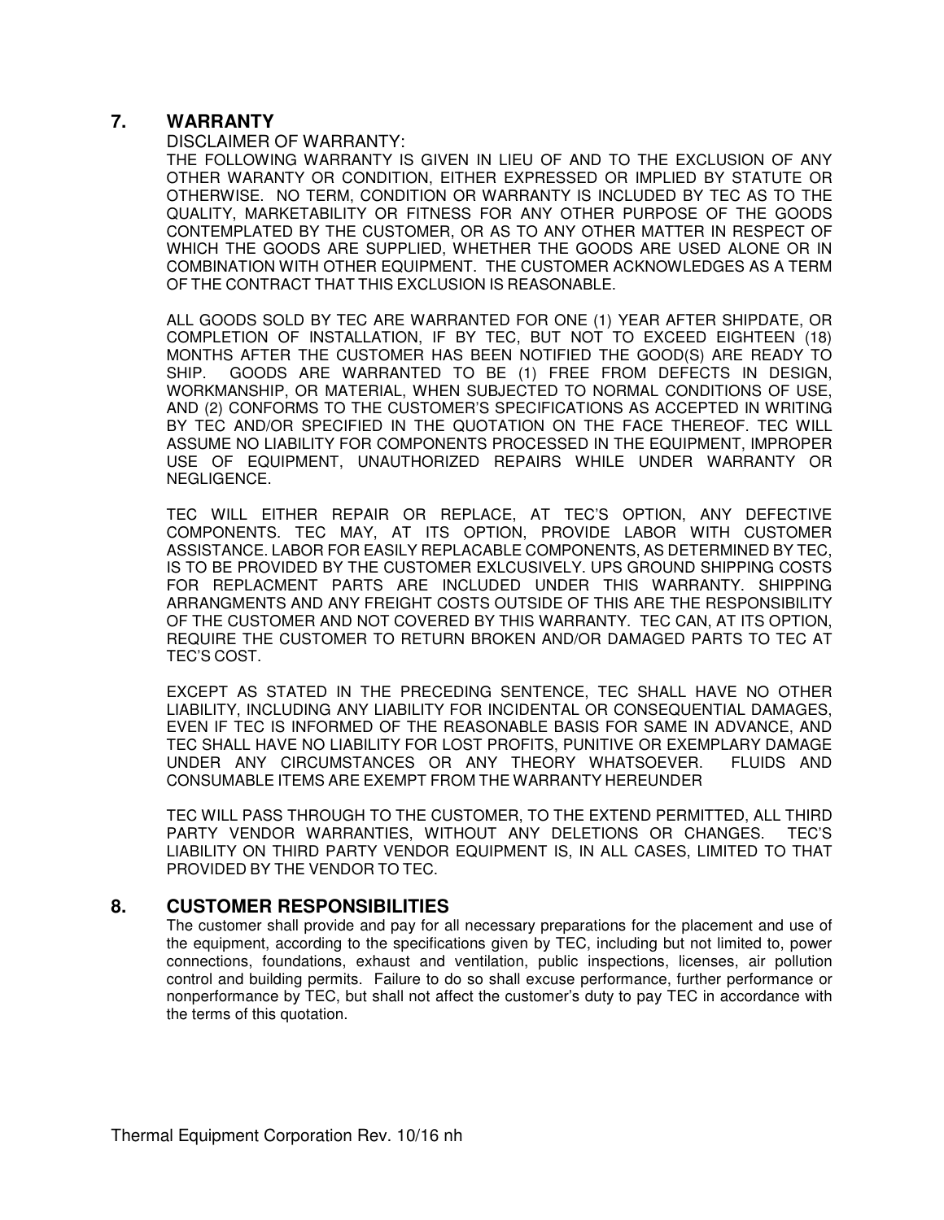## 7. WARRANTY

DISCLAIMER OF WARRANTY:

THE FOLLOWING WARRANTY IS GIVEN IN LIEU OF AND TO THE EXCLUSION OF ANY OTHER WARANTY OR CONDITION, EITHER EXPRESSED OR IMPLIED BY STATUTE OR OTHERWISE. NO TERM, CONDITION OR WARRANTY IS INCLUDED BY TEC AS TO THE QUALITY, MARKETABILITY OR FITNESS FOR ANY OTHER PURPOSE OF THE GOODS CONTEMPLATED BY THE CUSTOMER, OR AS TO ANY OTHER MATTER IN RESPECT OF WHICH THE GOODS ARE SUPPLIED, WHETHER THE GOODS ARE USED ALONE OR IN COMBINATION WITH OTHER EQUIPMENT. THE CUSTOMER ACKNOWLEDGES AS A TERM OF THE CONTRACT THAT THIS EXCLUSION IS REASONABLE.

ALL GOODS SOLD BY TEC ARE WARRANTED FOR ONE (1) YEAR AFTER SHIPDATE, OR COMPLETION OF INSTALLATION, IF BY TEC, BUT NOT TO EXCEED EIGHTEEN (18) MONTHS AFTER THE CUSTOMER HAS BEEN NOTIFIED THE GOOD(S) ARE READY TO SHIP. GOODS ARE WARRANTED TO BE (1) FREE FROM DEFECTS IN DESIGN, WORKMANSHIP, OR MATERIAL, WHEN SUBJECTED TO NORMAL CONDITIONS OF USE, AND (2) CONFORMS TO THE CUSTOMER'S SPECIFICATIONS AS ACCEPTED IN WRITING BY TEC AND/OR SPECIFIED IN THE QUOTATION ON THE FACE THEREOF. TEC WILL ASSUME NO LIABILITY FOR COMPONENTS PROCESSED IN THE EQUIPMENT, IMPROPER USE OF EQUIPMENT, UNAUTHORIZED REPAIRS WHILE UNDER WARRANTY OR NEGLIGENCE.

TEC WILL EITHER REPAIR OR REPLACE, AT TEC'S OPTION, ANY DEFECTIVE COMPONENTS. TEC MAY, AT ITS OPTION, PROVIDE LABOR WITH CUSTOMER ASSISTANCE. LABOR FOR EASILY REPLACABLE COMPONENTS, AS DETERMINED BY TEC, IS TO BE PROVIDED BY THE CUSTOMER EXLCUSIVELY. UPS GROUND SHIPPING COSTS FOR REPLACMENT PARTS ARE INCLUDED UNDER THIS WARRANTY. SHIPPING ARRANGMENTS AND ANY FREIGHT COSTS OUTSIDE OF THIS ARE THE RESPONSIBILITY OF THE CUSTOMER AND NOT COVERED BY THIS WARRANTY. TEC CAN, AT ITS OPTION, REQUIRE THE CUSTOMER TO RETURN BROKEN AND/OR DAMAGED PARTS TO TEC AT TEC'S COST.

EXCEPT AS STATED IN THE PRECEDING SENTENCE, TEC SHALL HAVE NO OTHER LIABILITY, INCLUDING ANY LIABILITY FOR INCIDENTAL OR CONSEQUENTIAL DAMAGES, EVEN IF TEC IS INFORMED OF THE REASONABLE BASIS FOR SAME IN ADVANCE, AND TEC SHALL HAVE NO LIABILITY FOR LOST PROFITS, PUNITIVE OR EXEMPLARY DAMAGE UNDER ANY CIRCUMSTANCES OR ANY THEORY WHATSOEVER. FLUIDS AND CONSUMABLE ITEMS ARE EXEMPT FROM THE WARRANTY HEREUNDER

TEC WILL PASS THROUGH TO THE CUSTOMER, TO THE EXTEND PERMITTED, ALL THIRD PARTY VENDOR WARRANTIES, WITHOUT ANY DELETIONS OR CHANGES. TEC'S LIABILITY ON THIRD PARTY VENDOR EQUIPMENT IS, IN ALL CASES, LIMITED TO THAT PROVIDED BY THE VENDOR TO TEC.

## 8. CUSTOMER RESPONSIBILITIES

The customer shall provide and pay for all necessary preparations for the placement and use of the equipment, according to the specifications given by TEC, including but not limited to, power connections, foundations, exhaust and ventilation, public inspections, licenses, air pollution control and building permits. Failure to do so shall excuse performance, further performance or nonperformance by TEC, but shall not affect the customer's duty to pay TEC in accordance with the terms of this quotation.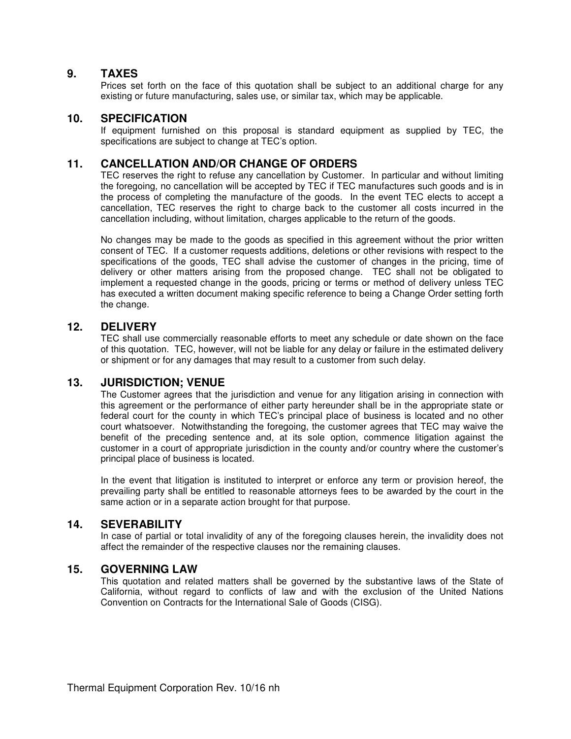## 9. TAXES

Prices set forth on the face of this quotation shall be subject to an additional charge for any existing or future manufacturing, sales use, or similar tax, which may be applicable.

## 10. SPECIFICATION

If equipment furnished on this proposal is standard equipment as supplied by TEC, the specifications are subject to change at TEC's option.

## 11. CANCELLATION AND/OR CHANGE OF ORDERS

TEC reserves the right to refuse any cancellation by Customer. In particular and without limiting the foregoing, no cancellation will be accepted by TEC if TEC manufactures such goods and is in the process of completing the manufacture of the goods. In the event TEC elects to accept a cancellation, TEC reserves the right to charge back to the customer all costs incurred in the cancellation including, without limitation, charges applicable to the return of the goods.

No changes may be made to the goods as specified in this agreement without the prior written consent of TEC. If a customer requests additions, deletions or other revisions with respect to the specifications of the goods, TEC shall advise the customer of changes in the pricing, time of delivery or other matters arising from the proposed change. TEC shall not be obligated to implement a requested change in the goods, pricing or terms or method of delivery unless TEC has executed a written document making specific reference to being a Change Order setting forth the change.

## 12. DELIVERY

TEC shall use commercially reasonable efforts to meet any schedule or date shown on the face of this quotation. TEC, however, will not be liable for any delay or failure in the estimated delivery or shipment or for any damages that may result to a customer from such delay.

## 13. JURISDICTION; VENUE

The Customer agrees that the jurisdiction and venue for any litigation arising in connection with this agreement or the performance of either party hereunder shall be in the appropriate state or federal court for the county in which TEC's principal place of business is located and no other court whatsoever. Notwithstanding the foregoing, the customer agrees that TEC may waive the benefit of the preceding sentence and, at its sole option, commence litigation against the customer in a court of appropriate jurisdiction in the county and/or country where the customer's principal place of business is located.

In the event that litigation is instituted to interpret or enforce any term or provision hereof, the prevailing party shall be entitled to reasonable attorneys fees to be awarded by the court in the same action or in a separate action brought for that purpose.

## 14. SEVERABILITY

In case of partial or total invalidity of any of the foregoing clauses herein, the invalidity does not affect the remainder of the respective clauses nor the remaining clauses.

## 15. GOVERNING LAW

This quotation and related matters shall be governed by the substantive laws of the State of California, without regard to conflicts of law and with the exclusion of the United Nations Convention on Contracts for the International Sale of Goods (CISG).